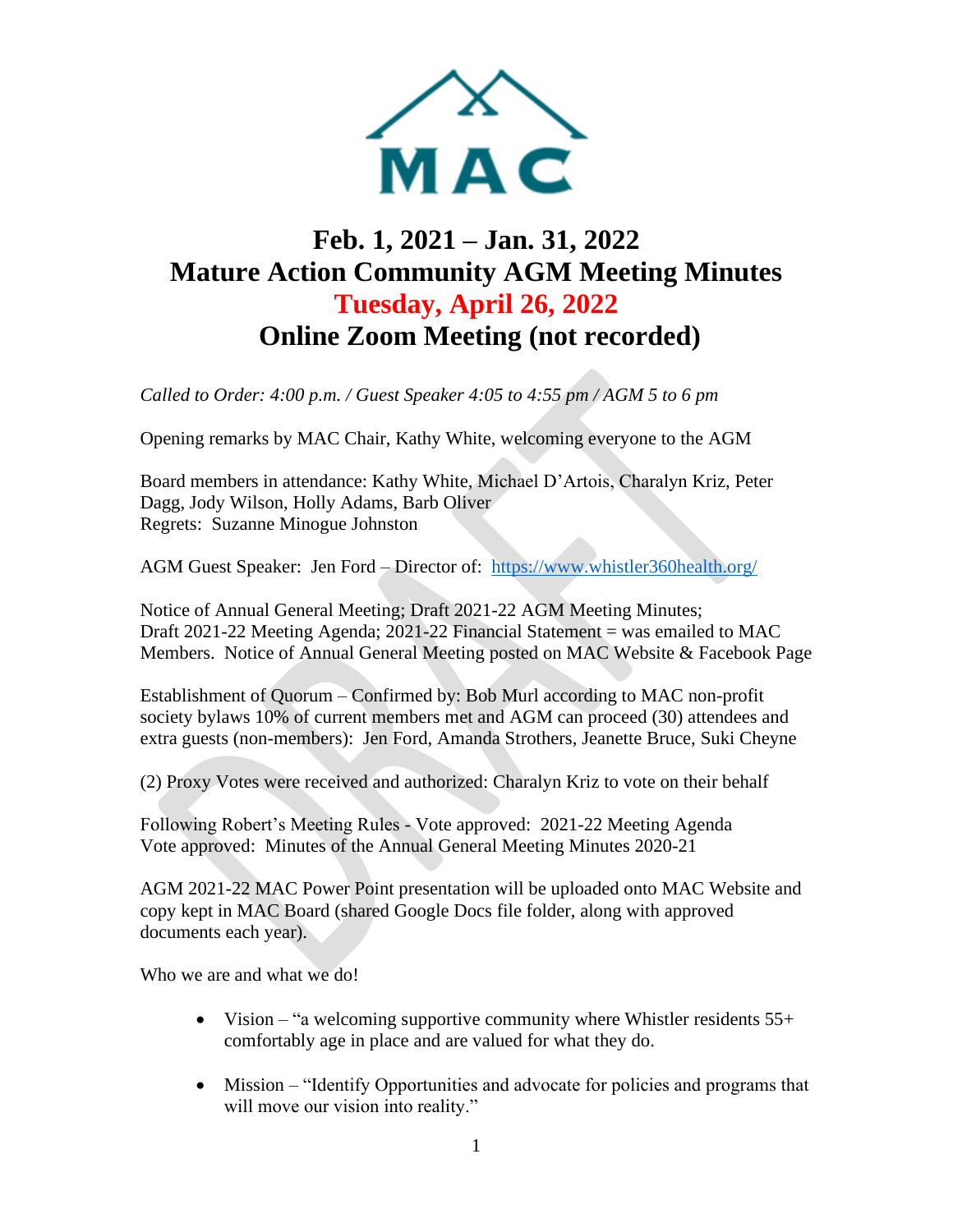MAC

# Feb. 1, 2021 – Jan. 31, 2022
# Mature Action Community AGM Meeting Minutes
# Tuesday, April 26, 2022
# Online Zoom Meeting (not recorded)

*Called to Order: 4:00 p.m. / Guest Speaker 4:05 to 4:55 pm / AGM 5 to 6 pm*

Opening remarks by MAC Chair, Kathy White, welcoming everyone to the AGM

Board members in attendance: Kathy White, Michael D'Artois, Charalyn Kriz, Peter Dagg, Jody Wilson, Holly Adams, Barb Oliver
Regrets: Suzanne Minogue Johnston

AGM Guest Speaker: Jen Ford – Director of: [https://www.whistler360health.org/](https://www.whistler360health.org/)

Notice of Annual General Meeting; Draft 2021-22 AGM Meeting Minutes; Draft 2021-22 Meeting Agenda; 2021-22 Financial Statement = was emailed to MAC Members. Notice of Annual General Meeting posted on MAC Website & Facebook Page

Establishment of Quorum – Confirmed by: Bob Murl according to MAC non-profit society bylaws 10% of current members met and AGM can proceed (30) attendees and extra guests (non-members): Jen Ford, Amanda Strothers, Jeanette Bruce, Suki Cheyne

(2) Proxy Votes were received and authorized: Charalyn Kriz to vote on their behalf

Following Robert's Meeting Rules - Vote approved: 2021-22 Meeting Agenda
Vote approved: Minutes of the Annual General Meeting Minutes 2020-21

AGM 2021-22 MAC Power Point presentation will be uploaded onto MAC Website and copy kept in MAC Board (shared Google Docs file folder, along with approved documents each year).

Who we are and what we do!

- Vision – "a welcoming supportive community where Whistler residents 55+ comfortably age in place and are valued for what they do.
- Mission – "Identify Opportunities and advocate for policies and programs that will move our vision into reality."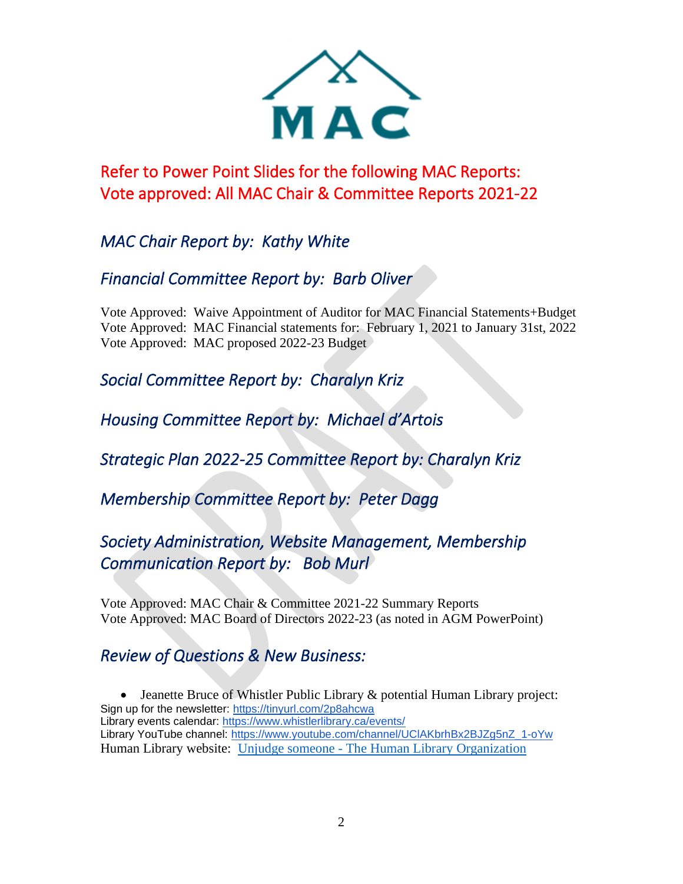MAC

## Refer to Power Point Slides for the following MAC Reports:
## Vote approved: All MAC Chair & Committee Reports 2021-22

### *MAC Chair Report by: Kathy White*

### *Financial Committee Report by: Barb Oliver*

Vote Approved: Waive Appointment of Auditor for MAC Financial Statements+Budget
Vote Approved: MAC Financial statements for: February 1, 2021 to January 31st, 2022
Vote Approved: MAC proposed 2022-23 Budget

### *Social Committee Report by: Charalyn Kriz*

### *Housing Committee Report by: Michael d'Artois*

### *Strategic Plan 2022-25 Committee Report by: Charalyn Kriz*

### *Membership Committee Report by: Peter Dagg*

### *Society Administration, Website Management, Membership Communication Report by: Bob Murl*

Vote Approved: MAC Chair & Committee 2021-22 Summary Reports
Vote Approved: MAC Board of Directors 2022-23 (as noted in AGM PowerPoint)

### *Review of Questions & New Business:*

- Jeanette Bruce of Whistler Public Library & potential Human Library project:

Sign up for the newsletter: https://tinyurl.com/2p8ahcwa
Library events calendar: https://www.whistlerlibrary.ca/events/
Library YouTube channel: https://www.youtube.com/channel/UClAKbrhBx2BJZg5nZ_1-oYw
Human Library website: Unjudge someone - The Human Library Organization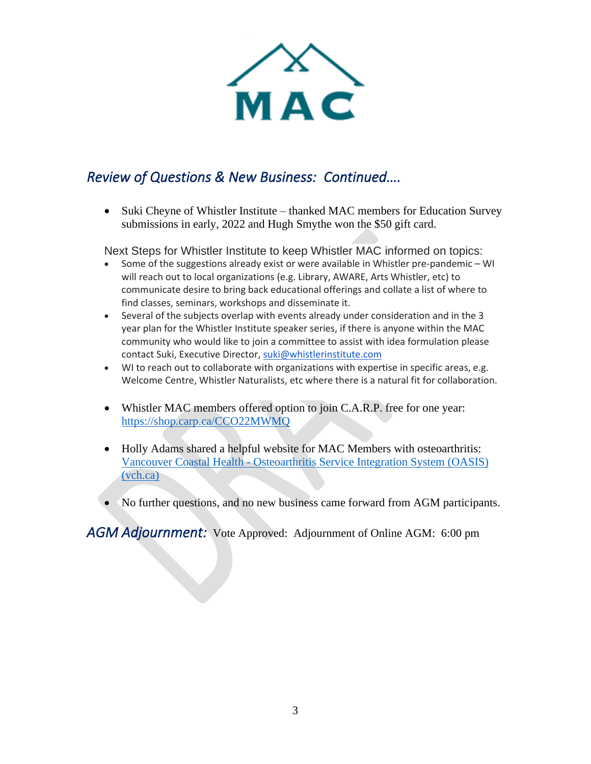MAC

## *Review of Questions & New Business: Continued….*

- Suki Cheyne of Whistler Institute – thanked MAC members for Education Survey submissions in early, 2022 and Hugh Smythe won the $50 gift card.

Next Steps for Whistler Institute to keep Whistler MAC informed on topics:

- Some of the suggestions already exist or were available in Whistler pre-pandemic – WI will reach out to local organizations (e.g. Library, AWARE, Arts Whistler, etc) to communicate desire to bring back educational offerings and collate a list of where to find classes, seminars, workshops and disseminate it.
- Several of the subjects overlap with events already under consideration and in the 3 year plan for the Whistler Institute speaker series, if there is anyone within the MAC community who would like to join a committee to assist with idea formulation please contact Suki, Executive Director, suki@whistlerinstitute.com
- WI to reach out to collaborate with organizations with expertise in specific areas, e.g. Welcome Centre, Whistler Naturalists, etc where there is a natural fit for collaboration.

- Whistler MAC members offered option to join C.A.R.P. free for one year: https://shop.carp.ca/CCO22MWMQ

- Holly Adams shared a helpful website for MAC Members with osteoarthritis: Vancouver Coastal Health - Osteoarthritis Service Integration System (OASIS) (vch.ca)

- No further questions, and no new business came forward from AGM participants.

*AGM Adjournment:* Vote Approved: Adjournment of Online AGM: 6:00 pm